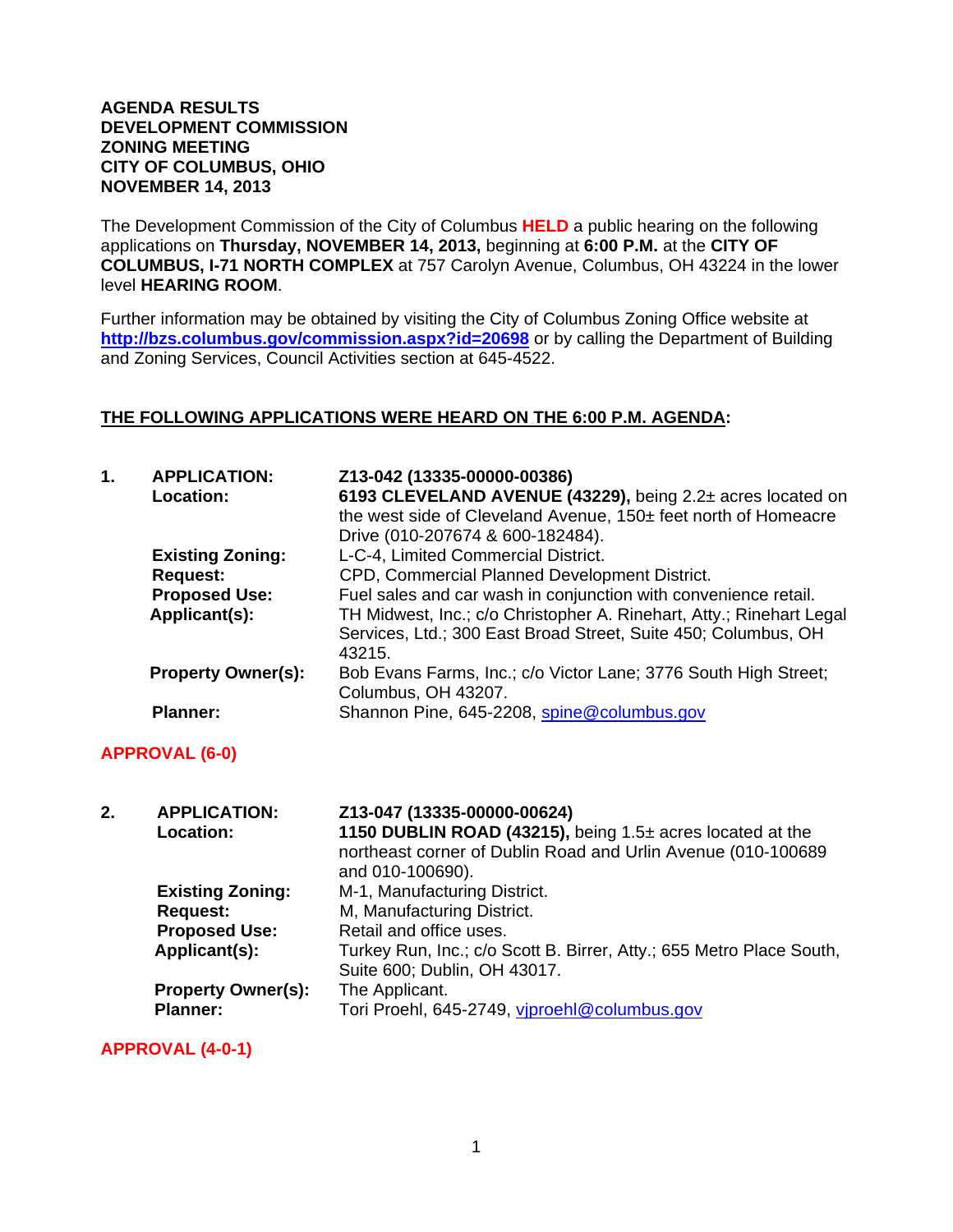**AGENDA RESULTS**
**DEVELOPMENT COMMISSION**
**ZONING MEETING**
**CITY OF COLUMBUS, OHIO**
**NOVEMBER 14, 2013**

The Development Commission of the City of Columbus **HELD** a public hearing on the following applications on **Thursday, NOVEMBER 14, 2013,** beginning at **6:00 P.M.** at the **CITY OF COLUMBUS, I-71 NORTH COMPLEX** at 757 Carolyn Avenue, Columbus, OH 43224 in the lower level **HEARING ROOM**.

Further information may be obtained by visiting the City of Columbus Zoning Office website at **http://bzs.columbus.gov/commission.aspx?id=20698** or by calling the Department of Building and Zoning Services, Council Activities section at 645-4522.

**THE FOLLOWING APPLICATIONS WERE HEARD ON THE 6:00 P.M. AGENDA:**

**1. APPLICATION:** **Z13-042 (13335-00000-00386)**
**Location:** **6193 CLEVELAND AVENUE (43229),** being 2.2± acres located on the west side of Cleveland Avenue, 150± feet north of Homeacre Drive (010-207674 & 600-182484).
**Existing Zoning:** L-C-4, Limited Commercial District.
**Request:** CPD, Commercial Planned Development District.
**Proposed Use:** Fuel sales and car wash in conjunction with convenience retail.
**Applicant(s):** TH Midwest, Inc.; c/o Christopher A. Rinehart, Atty.; Rinehart Legal Services, Ltd.; 300 East Broad Street, Suite 450; Columbus, OH 43215.
**Property Owner(s):** Bob Evans Farms, Inc.; c/o Victor Lane; 3776 South High Street; Columbus, OH 43207.
**Planner:** Shannon Pine, 645-2208, spine@columbus.gov

**APPROVAL (6-0)**

**2. APPLICATION:** **Z13-047 (13335-00000-00624)**
**Location:** **1150 DUBLIN ROAD (43215),** being 1.5± acres located at the northeast corner of Dublin Road and Urlin Avenue (010-100689 and 010-100690).
**Existing Zoning:** M-1, Manufacturing District.
**Request:** M, Manufacturing District.
**Proposed Use:** Retail and office uses.
**Applicant(s):** Turkey Run, Inc.; c/o Scott B. Birrer, Atty.; 655 Metro Place South, Suite 600; Dublin, OH 43017.
**Property Owner(s):** The Applicant.
**Planner:** Tori Proehl, 645-2749, vjproehl@columbus.gov

**APPROVAL (4-0-1)**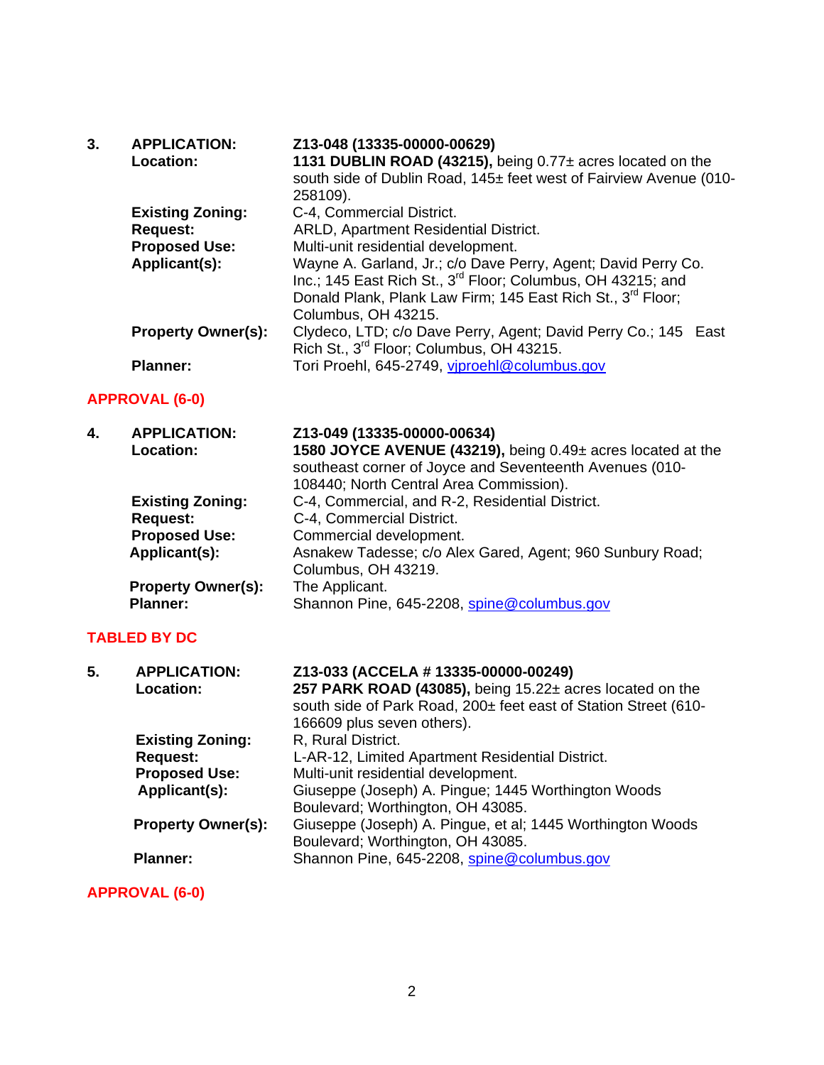3. **APPLICATION:** **Z13-048 (13335-00000-00629)**
**Location:** **1131 DUBLIN ROAD (43215),** being 0.77± acres located on the south side of Dublin Road, 145± feet west of Fairview Avenue (010-258109).
**Existing Zoning:** C-4, Commercial District.
**Request:** ARLD, Apartment Residential District.
**Proposed Use:** Multi-unit residential development.
**Applicant(s):** Wayne A. Garland, Jr.; c/o Dave Perry, Agent; David Perry Co. Inc.; 145 East Rich St., 3rd Floor; Columbus, OH 43215; and Donald Plank, Plank Law Firm; 145 East Rich St., 3rd Floor; Columbus, OH 43215.
**Property Owner(s):** Clydeco, LTD; c/o Dave Perry, Agent; David Perry Co.; 145 East Rich St., 3rd Floor; Columbus, OH 43215.
**Planner:** Tori Proehl, 645-2749, vjproehl@columbus.gov

**APPROVAL (6-0)**

4. **APPLICATION:** **Z13-049 (13335-00000-00634)**
**Location:** **1580 JOYCE AVENUE (43219),** being 0.49± acres located at the southeast corner of Joyce and Seventeenth Avenues (010-108440; North Central Area Commission).
**Existing Zoning:** C-4, Commercial, and R-2, Residential District.
**Request:** C-4, Commercial District.
**Proposed Use:** Commercial development.
**Applicant(s):** Asnakew Tadesse; c/o Alex Gared, Agent; 960 Sunbury Road; Columbus, OH 43219.
**Property Owner(s):** The Applicant.
**Planner:** Shannon Pine, 645-2208, spine@columbus.gov

**TABLED BY DC**

5. **APPLICATION:** **Z13-033 (ACCELA # 13335-00000-00249)**
**Location:** **257 PARK ROAD (43085),** being 15.22± acres located on the south side of Park Road, 200± feet east of Station Street (610-166609 plus seven others).
**Existing Zoning:** R, Rural District.
**Request:** L-AR-12, Limited Apartment Residential District.
**Proposed Use:** Multi-unit residential development.
**Applicant(s):** Giuseppe (Joseph) A. Pingue; 1445 Worthington Woods Boulevard; Worthington, OH 43085.
**Property Owner(s):** Giuseppe (Joseph) A. Pingue, et al; 1445 Worthington Woods Boulevard; Worthington, OH 43085.
**Planner:** Shannon Pine, 645-2208, spine@columbus.gov

**APPROVAL (6-0)**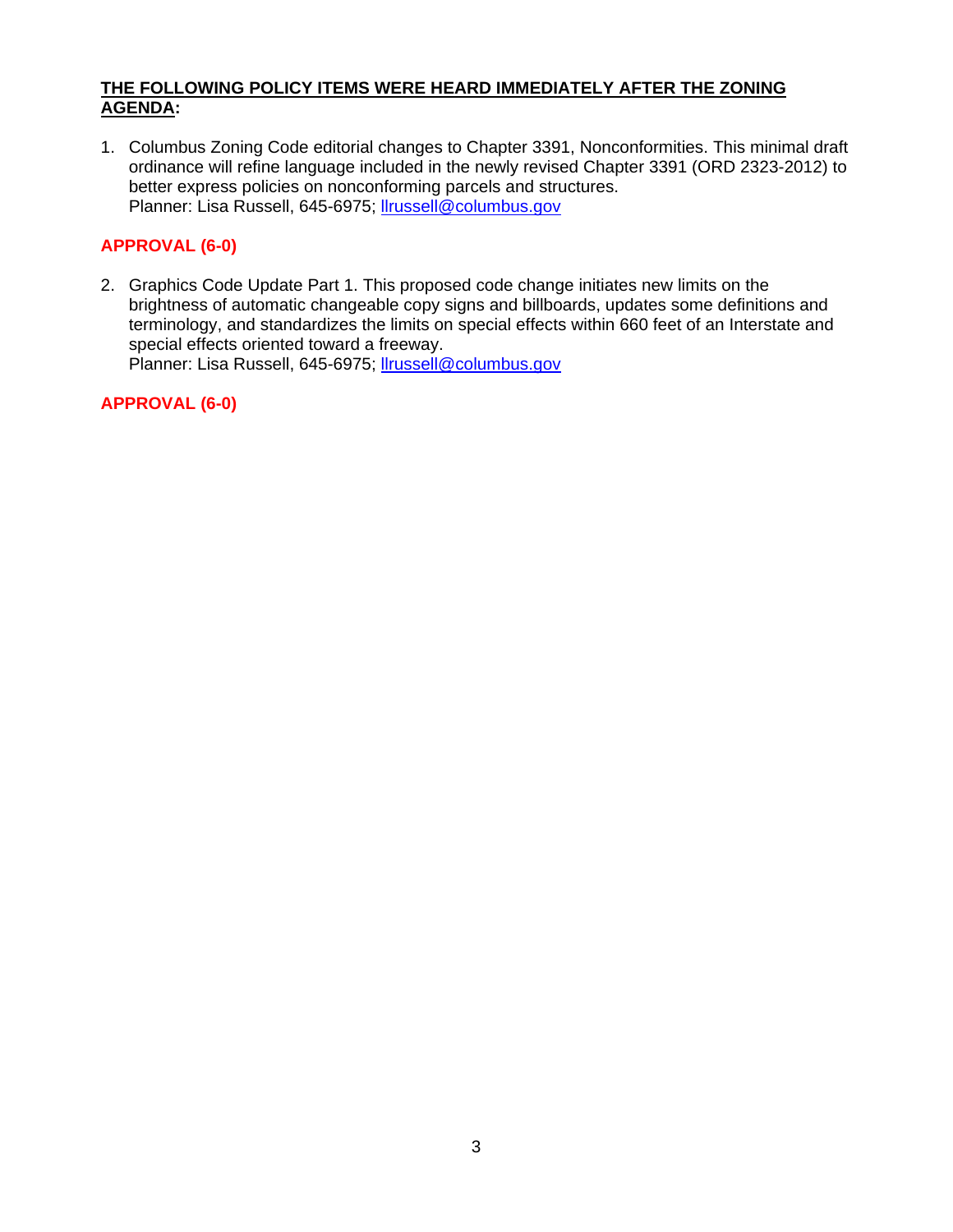**THE FOLLOWING POLICY ITEMS WERE HEARD IMMEDIATELY AFTER THE ZONING AGENDA:**

1. Columbus Zoning Code editorial changes to Chapter 3391, Nonconformities. This minimal draft ordinance will refine language included in the newly revised Chapter 3391 (ORD 2323-2012) to better express policies on nonconforming parcels and structures.
   Planner: Lisa Russell, 645-6975; llrussell@columbus.gov

**APPROVAL (6-0)**

2. Graphics Code Update Part 1. This proposed code change initiates new limits on the brightness of automatic changeable copy signs and billboards, updates some definitions and terminology, and standardizes the limits on special effects within 660 feet of an Interstate and special effects oriented toward a freeway.
   Planner: Lisa Russell, 645-6975; llrussell@columbus.gov

**APPROVAL (6-0)**